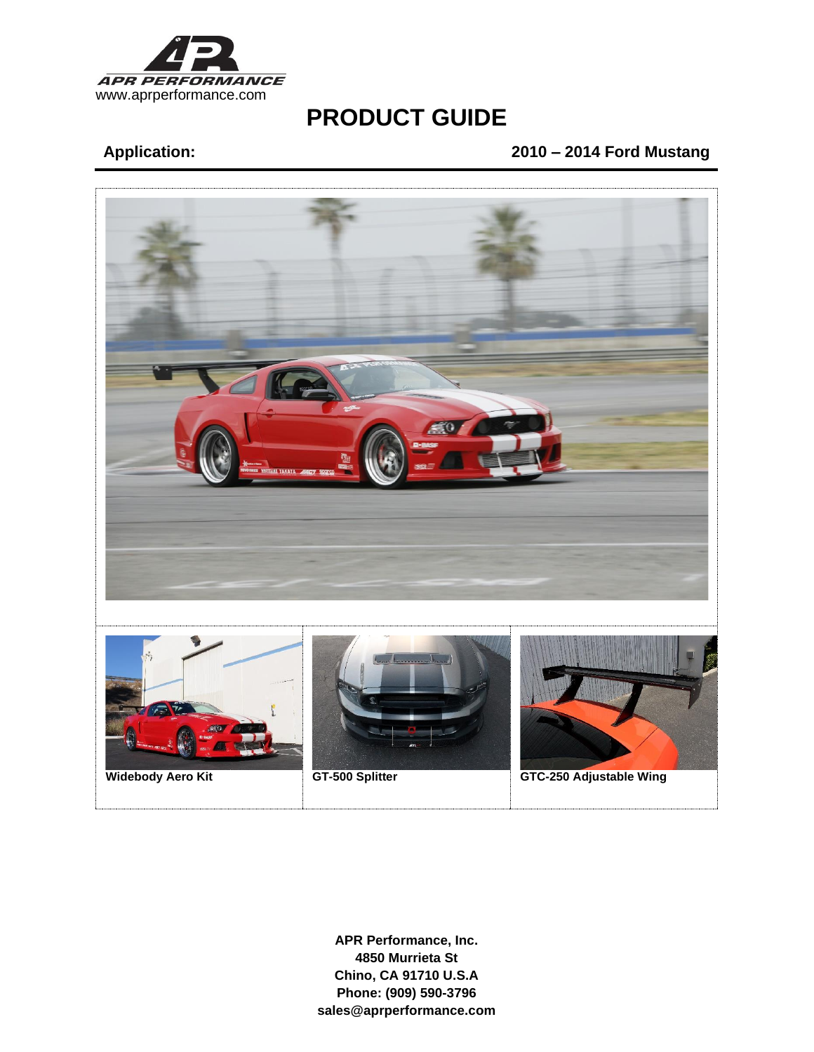APR PERFORMANCE
www.aprperformance.com

# PRODUCT GUIDE

**Application:** **2010 – 2014 Ford Mustang**

| **Widebody Aero Kit** | **GT-500 Splitter** | **GTC-250 Adjustable Wing** |
| --- | --- | --- |

**APR Performance, Inc.**
**4850 Murrieta St**
**Chino, CA 91710 U.S.A**
**Phone: (909) 590-3796**
**sales@aprperformance.com**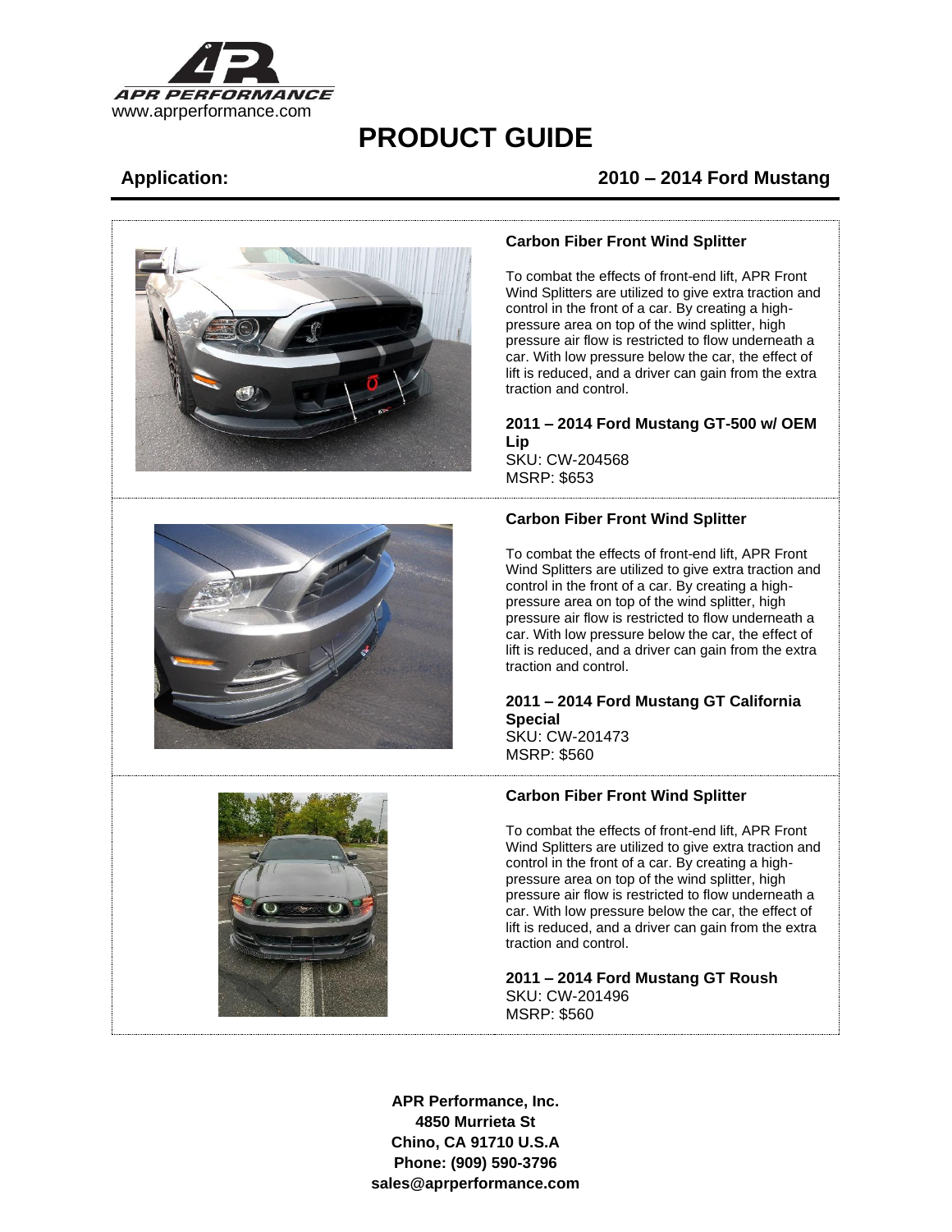APR PERFORMANCE
www.aprperformance.com

# PRODUCT GUIDE

**Application:** **2010 – 2014 Ford Mustang**

### Carbon Fiber Front Wind Splitter

To combat the effects of front-end lift, APR Front Wind Splitters are utilized to give extra traction and control in the front of a car. By creating a high-pressure area on top of the wind splitter, high pressure air flow is restricted to flow underneath a car. With low pressure below the car, the effect of lift is reduced, and a driver can gain from the extra traction and control.

**2011 – 2014 Ford Mustang GT-500 w/ OEM Lip**
SKU: CW-204568
MSRP: $653

### Carbon Fiber Front Wind Splitter

To combat the effects of front-end lift, APR Front Wind Splitters are utilized to give extra traction and control in the front of a car. By creating a high-pressure area on top of the wind splitter, high pressure air flow is restricted to flow underneath a car. With low pressure below the car, the effect of lift is reduced, and a driver can gain from the extra traction and control.

**2011 – 2014 Ford Mustang GT California Special**
SKU: CW-201473
MSRP: $560

### Carbon Fiber Front Wind Splitter

To combat the effects of front-end lift, APR Front Wind Splitters are utilized to give extra traction and control in the front of a car. By creating a high-pressure area on top of the wind splitter, high pressure air flow is restricted to flow underneath a car. With low pressure below the car, the effect of lift is reduced, and a driver can gain from the extra traction and control.

**2011 – 2014 Ford Mustang GT Roush**
SKU: CW-201496
MSRP: $560

**APR Performance, Inc.**
**4850 Murrieta St**
**Chino, CA 91710 U.S.A**
**Phone: (909) 590-3796**
**sales@aprperformance.com**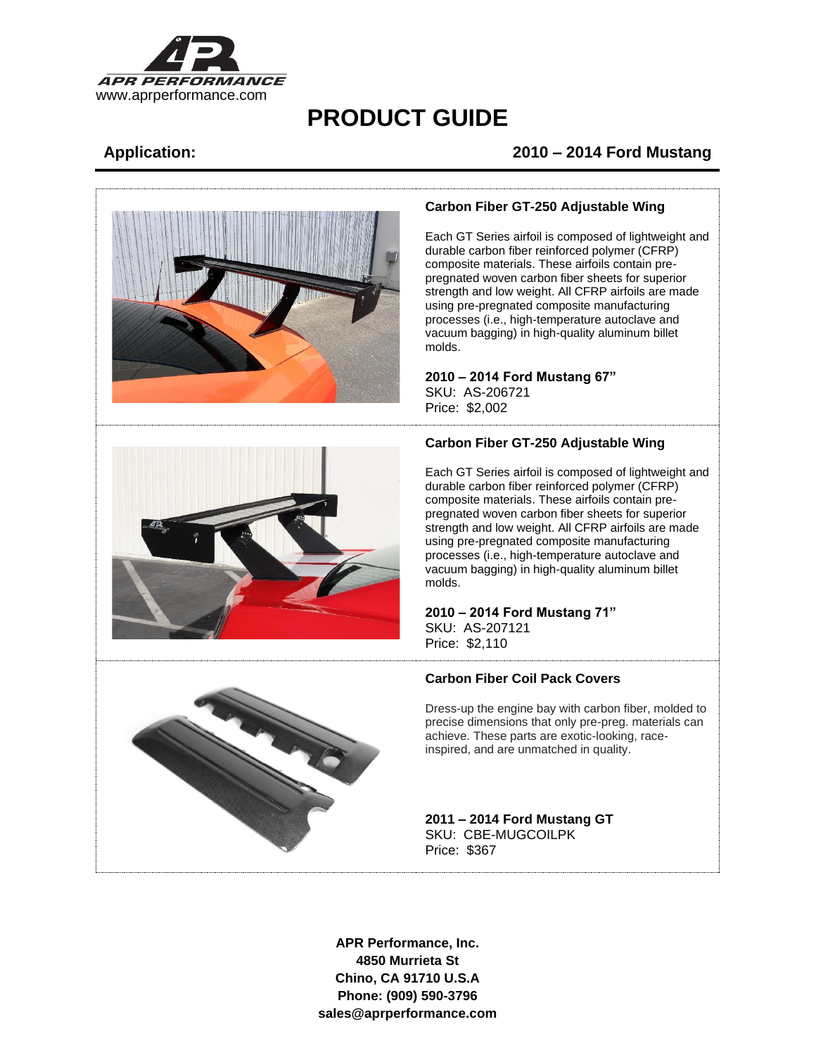APR PERFORMANCE
www.aprperformance.com

# PRODUCT GUIDE

**Application:** **2010 – 2014 Ford Mustang**

### Carbon Fiber GT-250 Adjustable Wing

Each GT Series airfoil is composed of lightweight and durable carbon fiber reinforced polymer (CFRP) composite materials. These airfoils contain pre-pregnated woven carbon fiber sheets for superior strength and low weight. All CFRP airfoils are made using pre-pregnated composite manufacturing processes (i.e., high-temperature autoclave and vacuum bagging) in high-quality aluminum billet molds.

**2010 – 2014 Ford Mustang 67"**
SKU: AS-206721
Price: $2,002

### Carbon Fiber GT-250 Adjustable Wing

Each GT Series airfoil is composed of lightweight and durable carbon fiber reinforced polymer (CFRP) composite materials. These airfoils contain pre-pregnated woven carbon fiber sheets for superior strength and low weight. All CFRP airfoils are made using pre-pregnated composite manufacturing processes (i.e., high-temperature autoclave and vacuum bagging) in high-quality aluminum billet molds.

**2010 – 2014 Ford Mustang 71"**
SKU: AS-207121
Price: $2,110

### Carbon Fiber Coil Pack Covers

Dress-up the engine bay with carbon fiber, molded to precise dimensions that only pre-preg. materials can achieve. These parts are exotic-looking, race-inspired, and are unmatched in quality.

**2011 – 2014 Ford Mustang GT**
SKU: CBE-MUGCOILPK
Price: $367

**APR Performance, Inc.**
**4850 Murrieta St**
**Chino, CA 91710 U.S.A**
**Phone: (909) 590-3796**
**sales@aprperformance.com**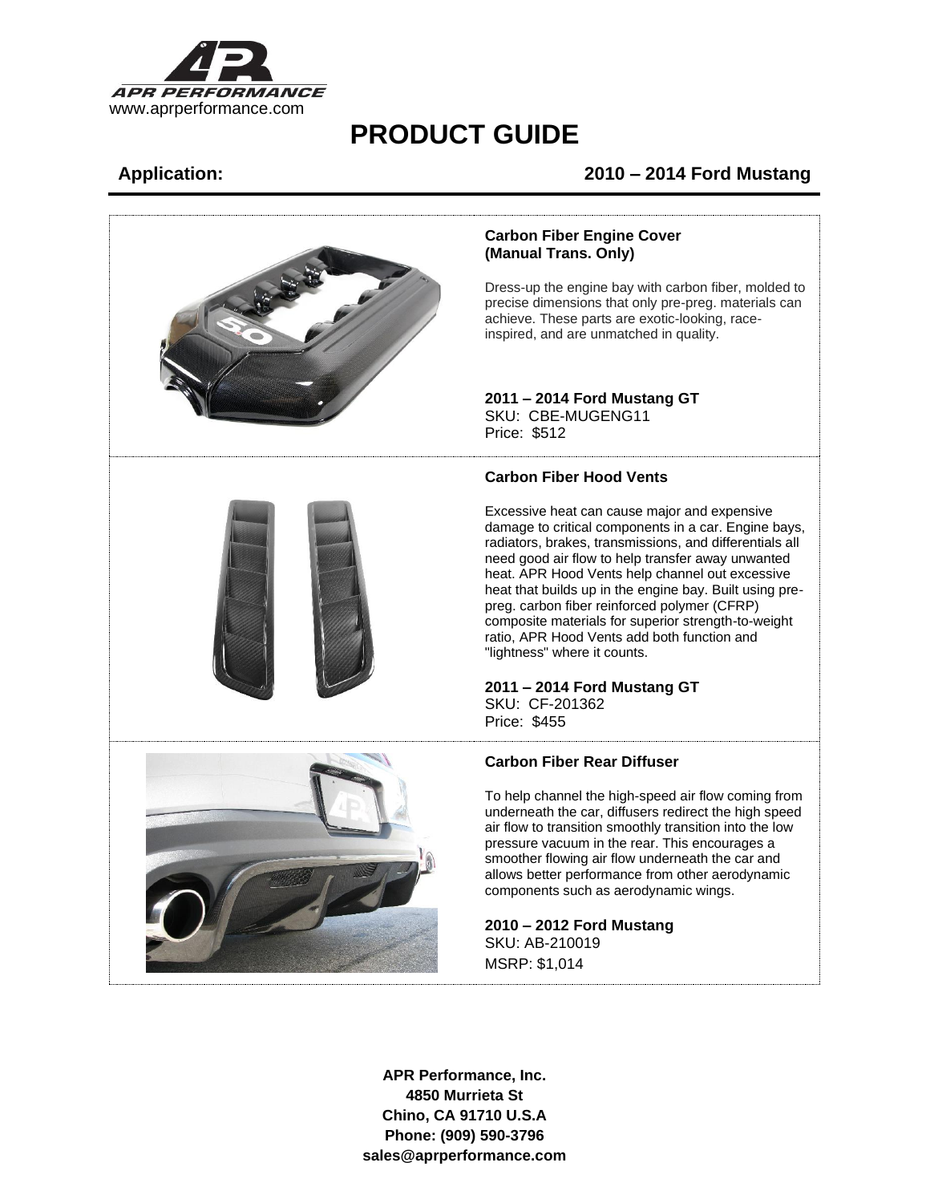www.aprperformance.com

# PRODUCT GUIDE

**Application:** **2010 – 2014 Ford Mustang**

### Carbon Fiber Engine Cover (Manual Trans. Only)

Dress-up the engine bay with carbon fiber, molded to precise dimensions that only pre-preg. materials can achieve. These parts are exotic-looking, race-inspired, and are unmatched in quality.

**2011 – 2014 Ford Mustang GT**
SKU: CBE-MUGENG11
Price: $512

### Carbon Fiber Hood Vents

Excessive heat can cause major and expensive damage to critical components in a car. Engine bays, radiators, brakes, transmissions, and differentials all need good air flow to help transfer away unwanted heat. APR Hood Vents help channel out excessive heat that builds up in the engine bay. Built using pre-preg. carbon fiber reinforced polymer (CFRP) composite materials for superior strength-to-weight ratio, APR Hood Vents add both function and "lightness" where it counts.

**2011 – 2014 Ford Mustang GT**
SKU: CF-201362
Price: $455

### Carbon Fiber Rear Diffuser

To help channel the high-speed air flow coming from underneath the car, diffusers redirect the high speed air flow to transition smoothly transition into the low pressure vacuum in the rear. This encourages a smoother flowing air flow underneath the car and allows better performance from other aerodynamic components such as aerodynamic wings.

**2010 – 2012 Ford Mustang**
SKU: AB-210019
MSRP: $1,014

**APR Performance, Inc.**
**4850 Murrieta St**
**Chino, CA 91710 U.S.A**
**Phone: (909) 590-3796**
**sales@aprperformance.com**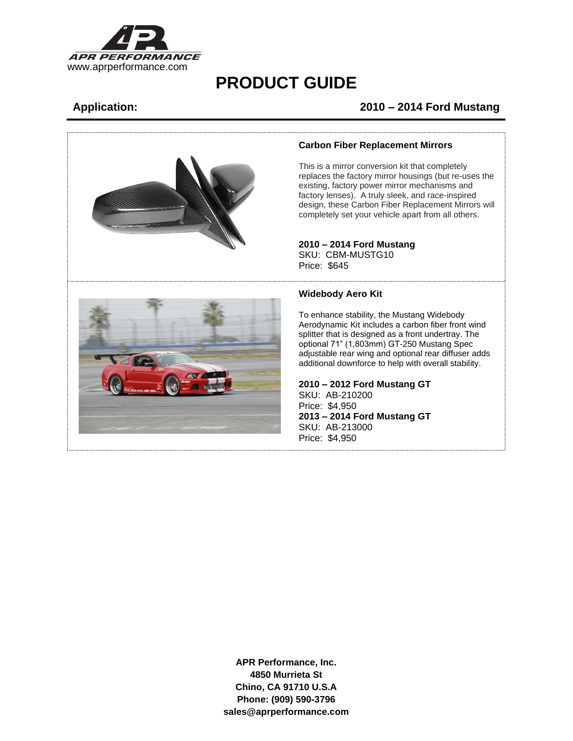APR PERFORMANCE
www.aprperformance.com

# PRODUCT GUIDE

**Application:** **2010 – 2014 Ford Mustang**

### Carbon Fiber Replacement Mirrors

This is a mirror conversion kit that completely replaces the factory mirror housings (but re-uses the existing, factory power mirror mechanisms and factory lenses). A truly sleek, and race-inspired design, these Carbon Fiber Replacement Mirrors will completely set your vehicle apart from all others.

**2010 – 2014 Ford Mustang**
SKU: CBM-MUSTG10
Price: $645

### Widebody Aero Kit

To enhance stability, the Mustang Widebody Aerodynamic Kit includes a carbon fiber front wind splitter that is designed as a front undertray. The optional 71" (1,803mm) GT-250 Mustang Spec adjustable rear wing and optional rear diffuser adds additional downforce to help with overall stability.

**2010 – 2012 Ford Mustang GT**
SKU: AB-210200
Price: $4,950
**2013 – 2014 Ford Mustang GT**
SKU: AB-213000
Price: $4,950

**APR Performance, Inc.**
**4850 Murrieta St**
**Chino, CA 91710 U.S.A**
**Phone: (909) 590-3796**
**sales@aprperformance.com**